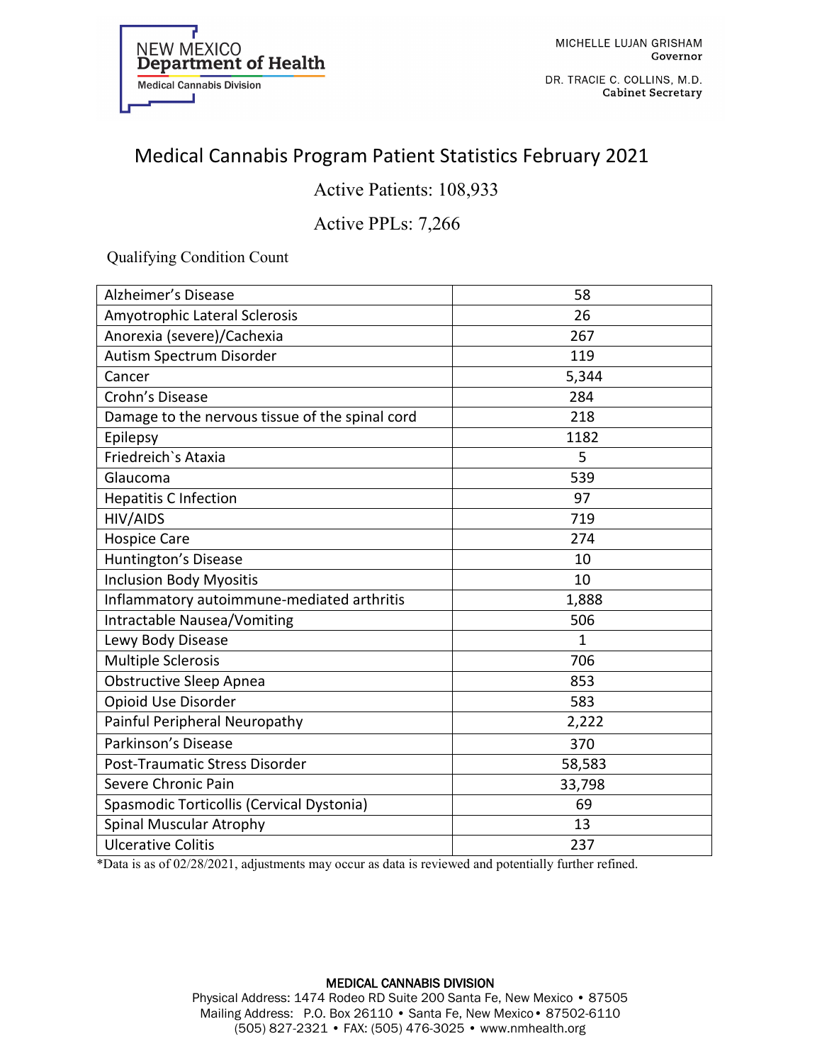NEW MEXICO
**Department of Health**
Medical Cannabis Division

MICHELLE LUJAN GRISHAM
**Governor**

DR. TRACIE C. COLLINS, M.D.
**Cabinet Secretary**

# Medical Cannabis Program Patient Statistics February 2021

## Active Patients: 108,933

## Active PPLs: 7,266

Qualifying Condition Count

| Condition | Count |
|---|---|
| Alzheimer's Disease | 58 |
| Amyotrophic Lateral Sclerosis | 26 |
| Anorexia (severe)/Cachexia | 267 |
| Autism Spectrum Disorder | 119 |
| Cancer | 5,344 |
| Crohn's Disease | 284 |
| Damage to the nervous tissue of the spinal cord | 218 |
| Epilepsy | 1182 |
| Friedreich`s Ataxia | 5 |
| Glaucoma | 539 |
| Hepatitis C Infection | 97 |
| HIV/AIDS | 719 |
| Hospice Care | 274 |
| Huntington's Disease | 10 |
| Inclusion Body Myositis | 10 |
| Inflammatory autoimmune-mediated arthritis | 1,888 |
| Intractable Nausea/Vomiting | 506 |
| Lewy Body Disease | 1 |
| Multiple Sclerosis | 706 |
| Obstructive Sleep Apnea | 853 |
| Opioid Use Disorder | 583 |
| Painful Peripheral Neuropathy | 2,222 |
| Parkinson's Disease | 370 |
| Post-Traumatic Stress Disorder | 58,583 |
| Severe Chronic Pain | 33,798 |
| Spasmodic Torticollis (Cervical Dystonia) | 69 |
| Spinal Muscular Atrophy | 13 |
| Ulcerative Colitis | 237 |

*Data is as of 02/28/2021, adjustments may occur as data is reviewed and potentially further refined.

**MEDICAL CANNABIS DIVISION**
Physical Address: 1474 Rodeo RD Suite 200 Santa Fe, New Mexico • 87505
Mailing Address: P.O. Box 26110 • Santa Fe, New Mexico • 87502-6110
(505) 827-2321 • FAX: (505) 476-3025 • www.nmhealth.org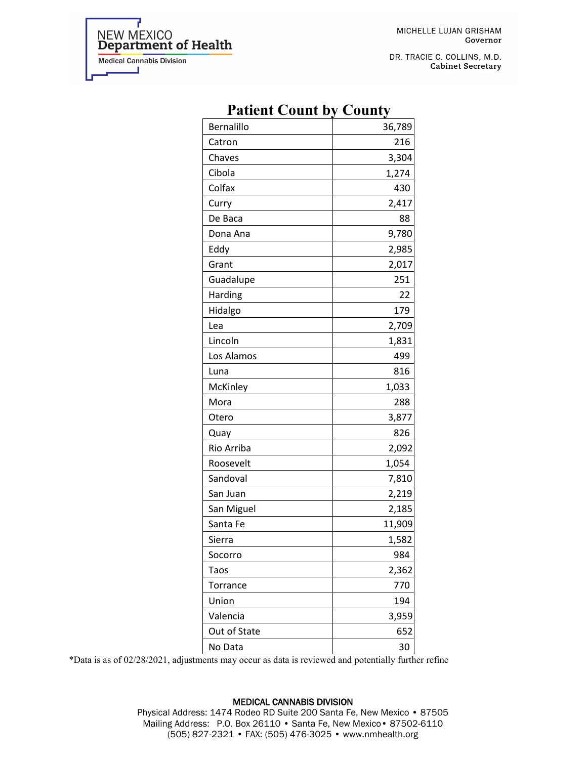NEW MEXICO
**Department of Health**
Medical Cannabis Division

MICHELLE LUJAN GRISHAM
**Governor**

DR. TRACIE C. COLLINS, M.D.
**Cabinet Secretary**

# Patient Count by County

| | |
|---|---|
| Bernalillo | 36,789 |
| Catron | 216 |
| Chaves | 3,304 |
| Cibola | 1,274 |
| Colfax | 430 |
| Curry | 2,417 |
| De Baca | 88 |
| Dona Ana | 9,780 |
| Eddy | 2,985 |
| Grant | 2,017 |
| Guadalupe | 251 |
| Harding | 22 |
| Hidalgo | 179 |
| Lea | 2,709 |
| Lincoln | 1,831 |
| Los Alamos | 499 |
| Luna | 816 |
| McKinley | 1,033 |
| Mora | 288 |
| Otero | 3,877 |
| Quay | 826 |
| Rio Arriba | 2,092 |
| Roosevelt | 1,054 |
| Sandoval | 7,810 |
| San Juan | 2,219 |
| San Miguel | 2,185 |
| Santa Fe | 11,909 |
| Sierra | 1,582 |
| Socorro | 984 |
| Taos | 2,362 |
| Torrance | 770 |
| Union | 194 |
| Valencia | 3,959 |
| Out of State | 652 |
| No Data | 30 |

*Data is as of 02/28/2021, adjustments may occur as data is reviewed and potentially further refine

MEDICAL CANNABIS DIVISION
Physical Address: 1474 Rodeo RD Suite 200 Santa Fe, New Mexico • 87505
Mailing Address: P.O. Box 26110 • Santa Fe, New Mexico • 87502-6110
(505) 827-2321 • FAX: (505) 476-3025 • www.nmhealth.org